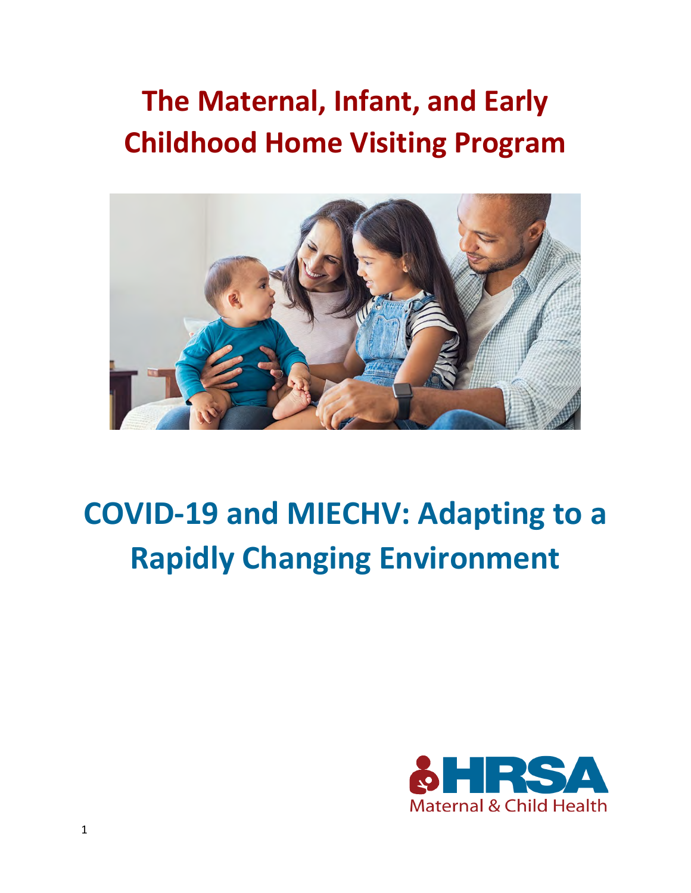# The Maternal, Infant, and Early Childhood Home Visiting Program

# COVID-19 and MIECHV: Adapting to a Rapidly Changing Environment

HRSA Maternal & Child Health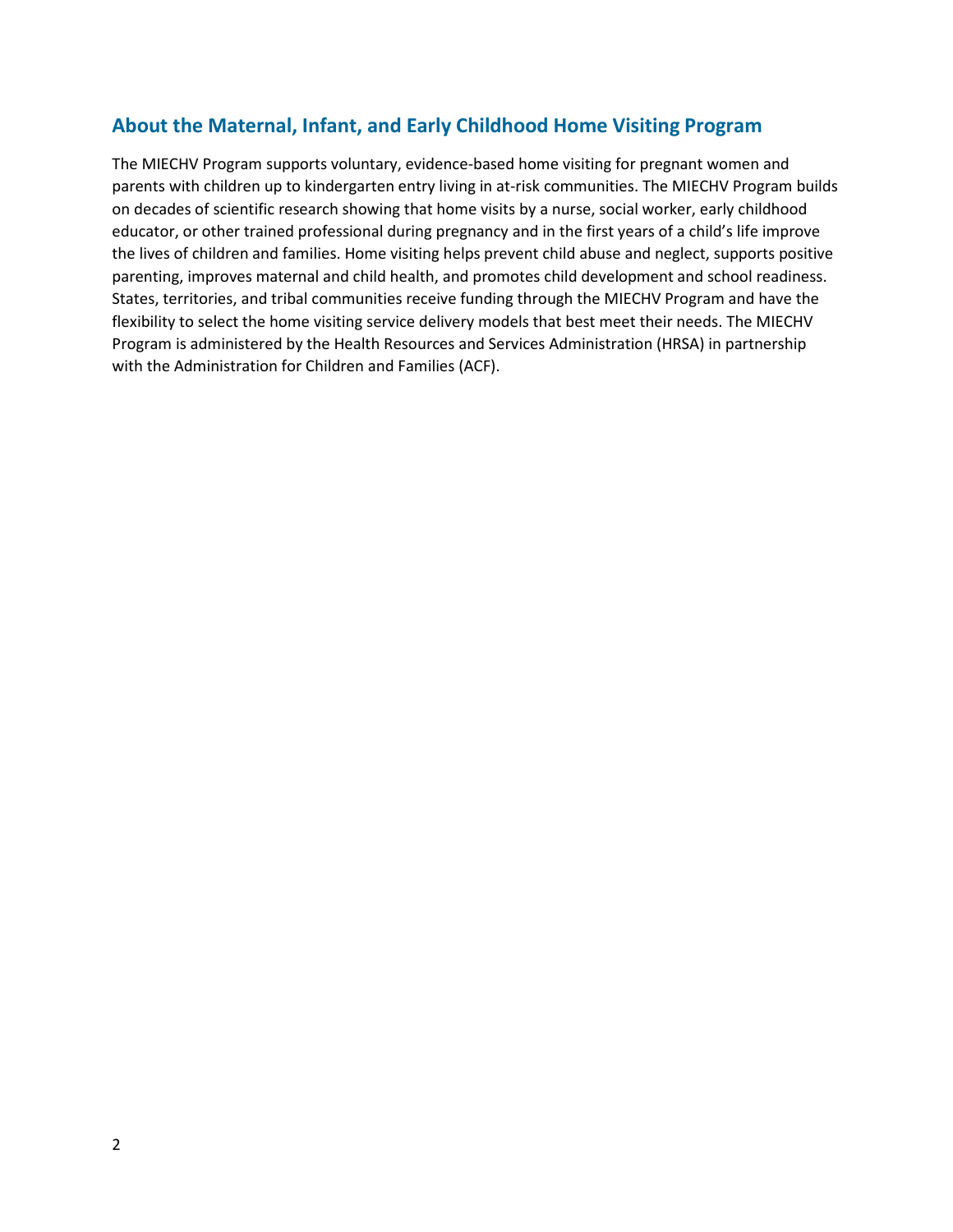## About the Maternal, Infant, and Early Childhood Home Visiting Program

The MIECHV Program supports voluntary, evidence-based home visiting for pregnant women and parents with children up to kindergarten entry living in at-risk communities. The MIECHV Program builds on decades of scientific research showing that home visits by a nurse, social worker, early childhood educator, or other trained professional during pregnancy and in the first years of a child's life improve the lives of children and families. Home visiting helps prevent child abuse and neglect, supports positive parenting, improves maternal and child health, and promotes child development and school readiness. States, territories, and tribal communities receive funding through the MIECHV Program and have the flexibility to select the home visiting service delivery models that best meet their needs. The MIECHV Program is administered by the Health Resources and Services Administration (HRSA) in partnership with the Administration for Children and Families (ACF).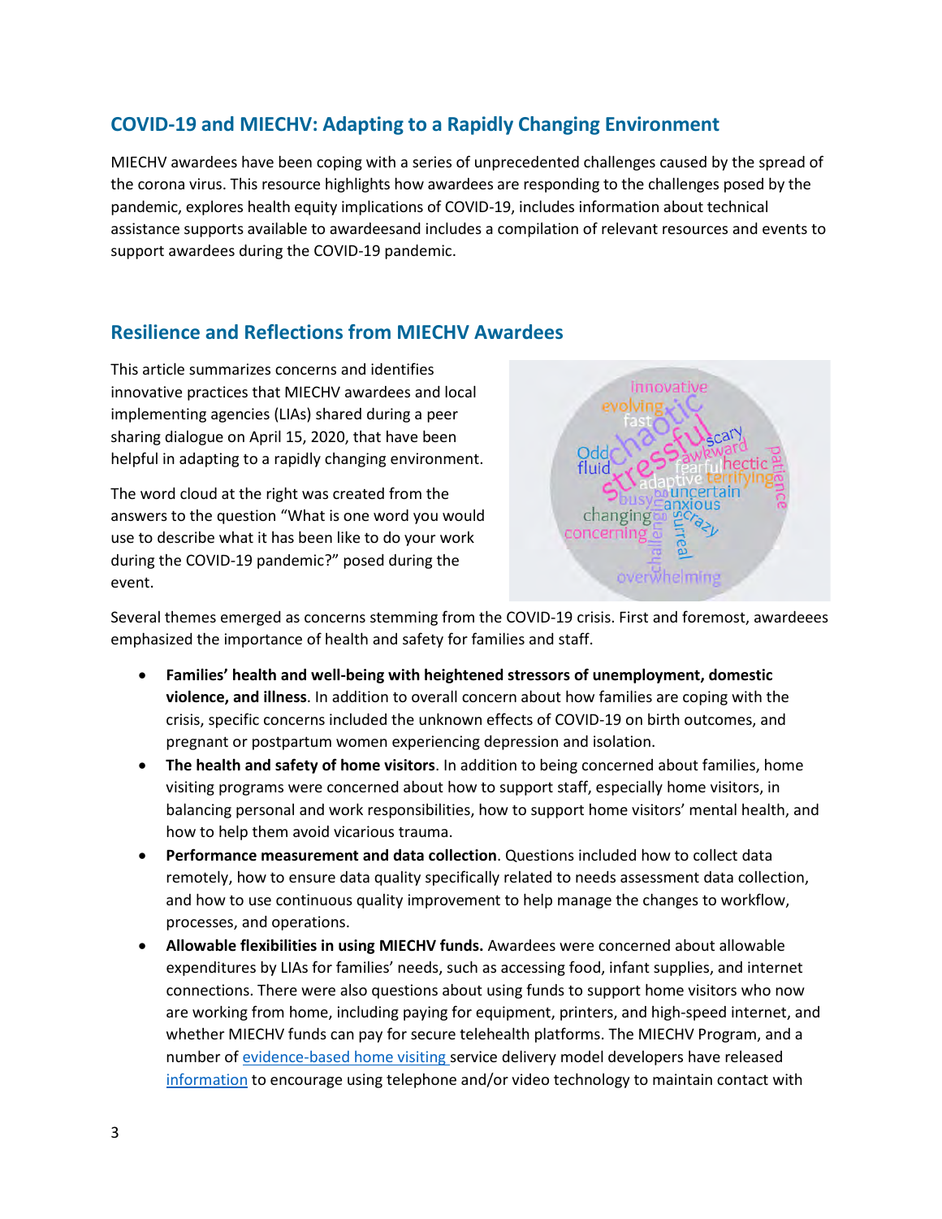## COVID-19 and MIECHV: Adapting to a Rapidly Changing Environment

MIECHV awardees have been coping with a series of unprecedented challenges caused by the spread of the corona virus. This resource highlights how awardees are responding to the challenges posed by the pandemic, explores health equity implications of COVID-19, includes information about technical assistance supports available to awardeesand includes a compilation of relevant resources and events to support awardees during the COVID-19 pandemic.

## Resilience and Reflections from MIECHV Awardees

This article summarizes concerns and identifies innovative practices that MIECHV awardees and local implementing agencies (LIAs) shared during a peer sharing dialogue on April 15, 2020, that have been helpful in adapting to a rapidly changing environment.

The word cloud at the right was created from the answers to the question "What is one word you would use to describe what it has been like to do your work during the COVID-19 pandemic?" posed during the event.

Several themes emerged as concerns stemming from the COVID-19 crisis. First and foremost, awardeees emphasized the importance of health and safety for families and staff.

- **Families' health and well-being with heightened stressors of unemployment, domestic violence, and illness**. In addition to overall concern about how families are coping with the crisis, specific concerns included the unknown effects of COVID-19 on birth outcomes, and pregnant or postpartum women experiencing depression and isolation.
- **The health and safety of home visitors**. In addition to being concerned about families, home visiting programs were concerned about how to support staff, especially home visitors, in balancing personal and work responsibilities, how to support home visitors' mental health, and how to help them avoid vicarious trauma.
- **Performance measurement and data collection**. Questions included how to collect data remotely, how to ensure data quality specifically related to needs assessment data collection, and how to use continuous quality improvement to help manage the changes to workflow, processes, and operations.
- **Allowable flexibilities in using MIECHV funds.** Awardees were concerned about allowable expenditures by LIAs for families' needs, such as accessing food, infant supplies, and internet connections. There were also questions about using funds to support home visitors who now are working from home, including paying for equipment, printers, and high-speed internet, and whether MIECHV funds can pay for secure telehealth platforms. The MIECHV Program, and a number of evidence-based home visiting service delivery model developers have released information to encourage using telephone and/or video technology to maintain contact with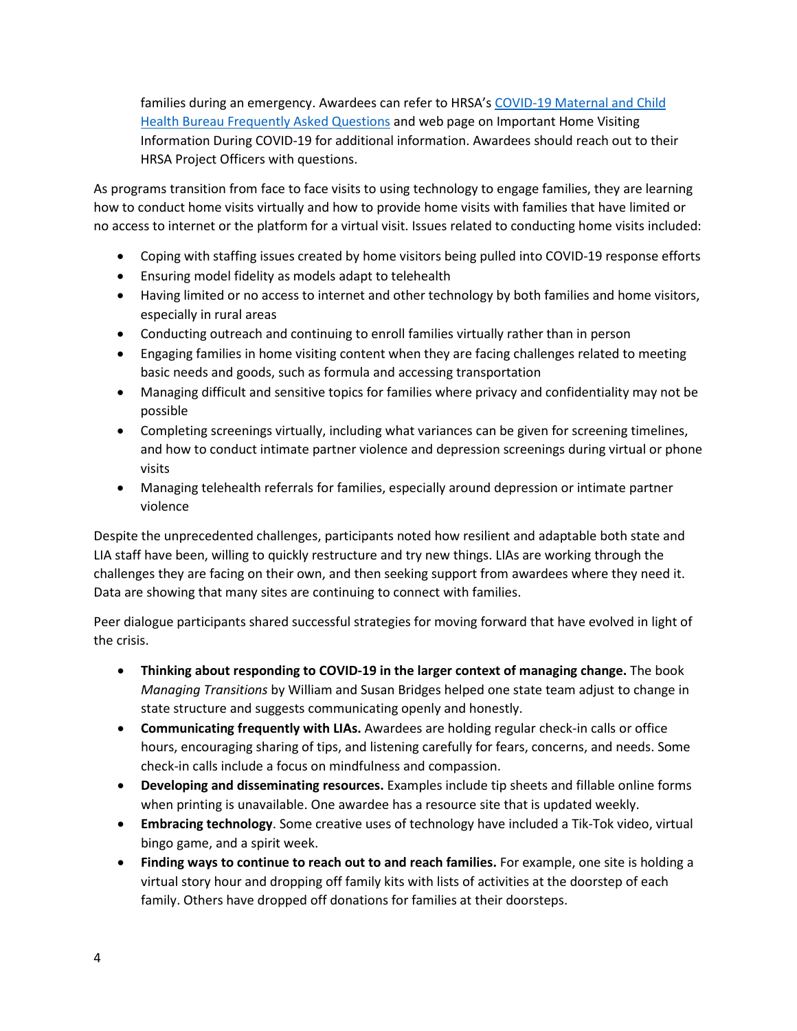families during an emergency. Awardees can refer to HRSA's [COVID-19 Maternal and Child Health Bureau Frequently Asked Questions]() and web page on Important Home Visiting Information During COVID-19 for additional information. Awardees should reach out to their HRSA Project Officers with questions.

As programs transition from face to face visits to using technology to engage families, they are learning how to conduct home visits virtually and how to provide home visits with families that have limited or no access to internet or the platform for a virtual visit. Issues related to conducting home visits included:

- Coping with staffing issues created by home visitors being pulled into COVID-19 response efforts
- Ensuring model fidelity as models adapt to telehealth
- Having limited or no access to internet and other technology by both families and home visitors, especially in rural areas
- Conducting outreach and continuing to enroll families virtually rather than in person
- Engaging families in home visiting content when they are facing challenges related to meeting basic needs and goods, such as formula and accessing transportation
- Managing difficult and sensitive topics for families where privacy and confidentiality may not be possible
- Completing screenings virtually, including what variances can be given for screening timelines, and how to conduct intimate partner violence and depression screenings during virtual or phone visits
- Managing telehealth referrals for families, especially around depression or intimate partner violence

Despite the unprecedented challenges, participants noted how resilient and adaptable both state and LIA staff have been, willing to quickly restructure and try new things. LIAs are working through the challenges they are facing on their own, and then seeking support from awardees where they need it. Data are showing that many sites are continuing to connect with families.

Peer dialogue participants shared successful strategies for moving forward that have evolved in light of the crisis.

- **Thinking about responding to COVID-19 in the larger context of managing change.** The book *Managing Transitions* by William and Susan Bridges helped one state team adjust to change in state structure and suggests communicating openly and honestly.
- **Communicating frequently with LIAs.** Awardees are holding regular check-in calls or office hours, encouraging sharing of tips, and listening carefully for fears, concerns, and needs. Some check-in calls include a focus on mindfulness and compassion.
- **Developing and disseminating resources.** Examples include tip sheets and fillable online forms when printing is unavailable. One awardee has a resource site that is updated weekly.
- **Embracing technology**. Some creative uses of technology have included a Tik-Tok video, virtual bingo game, and a spirit week.
- **Finding ways to continue to reach out to and reach families.** For example, one site is holding a virtual story hour and dropping off family kits with lists of activities at the doorstep of each family. Others have dropped off donations for families at their doorsteps.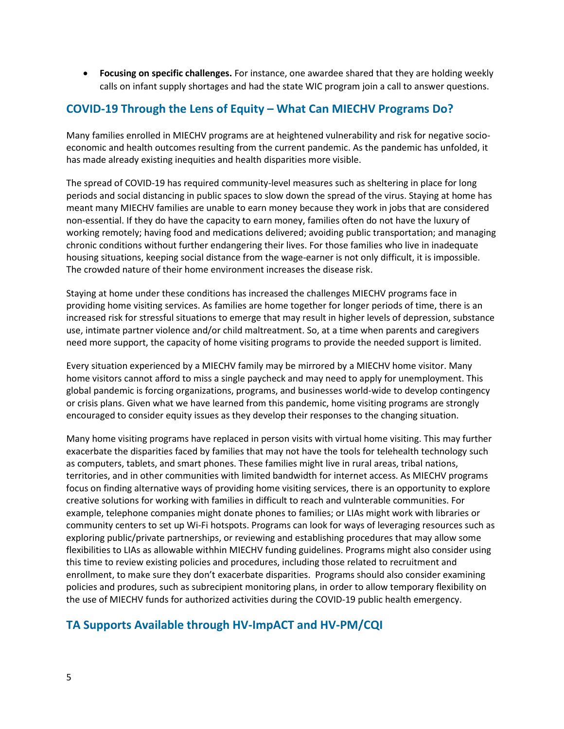- **Focusing on specific challenges.** For instance, one awardee shared that they are holding weekly calls on infant supply shortages and had the state WIC program join a call to answer questions.

## COVID-19 Through the Lens of Equity – What Can MIECHV Programs Do?

Many families enrolled in MIECHV programs are at heightened vulnerability and risk for negative socio-economic and health outcomes resulting from the current pandemic. As the pandemic has unfolded, it has made already existing inequities and health disparities more visible.

The spread of COVID-19 has required community-level measures such as sheltering in place for long periods and social distancing in public spaces to slow down the spread of the virus. Staying at home has meant many MIECHV families are unable to earn money because they work in jobs that are considered non-essential. If they do have the capacity to earn money, families often do not have the luxury of working remotely; having food and medications delivered; avoiding public transportation; and managing chronic conditions without further endangering their lives. For those families who live in inadequate housing situations, keeping social distance from the wage-earner is not only difficult, it is impossible. The crowded nature of their home environment increases the disease risk.

Staying at home under these conditions has increased the challenges MIECHV programs face in providing home visiting services. As families are home together for longer periods of time, there is an increased risk for stressful situations to emerge that may result in higher levels of depression, substance use, intimate partner violence and/or child maltreatment. So, at a time when parents and caregivers need more support, the capacity of home visiting programs to provide the needed support is limited.

Every situation experienced by a MIECHV family may be mirrored by a MIECHV home visitor. Many home visitors cannot afford to miss a single paycheck and may need to apply for unemployment. This global pandemic is forcing organizations, programs, and businesses world-wide to develop contingency or crisis plans. Given what we have learned from this pandemic, home visiting programs are strongly encouraged to consider equity issues as they develop their responses to the changing situation.

Many home visiting programs have replaced in person visits with virtual home visiting. This may further exacerbate the disparities faced by families that may not have the tools for telehealth technology such as computers, tablets, and smart phones. These families might live in rural areas, tribal nations, territories, and in other communities with limited bandwidth for internet access. As MIECHV programs focus on finding alternative ways of providing home visiting services, there is an opportunity to explore creative solutions for working with families in difficult to reach and vulnterable communities. For example, telephone companies might donate phones to families; or LIAs might work with libraries or community centers to set up Wi-Fi hotspots. Programs can look for ways of leveraging resources such as exploring public/private partnerships, or reviewing and establishing procedures that may allow some flexibilities to LIAs as allowable withhin MIECHV funding guidelines. Programs might also consider using this time to review existing policies and procedures, including those related to recruitment and enrollment, to make sure they don't exacerbate disparities. Programs should also consider examining policies and produres, such as subrecipient monitoring plans, in order to allow temporary flexibility on the use of MIECHV funds for authorized activities during the COVID-19 public health emergency.

## TA Supports Available through HV-ImpACT and HV-PM/CQI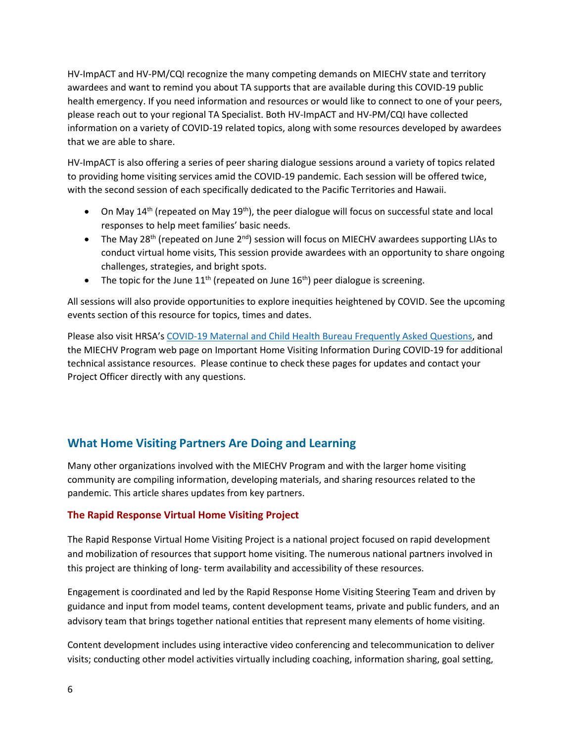HV-ImpACT and HV-PM/CQI recognize the many competing demands on MIECHV state and territory awardees and want to remind you about TA supports that are available during this COVID-19 public health emergency. If you need information and resources or would like to connect to one of your peers, please reach out to your regional TA Specialist. Both HV-ImpACT and HV-PM/CQI have collected information on a variety of COVID-19 related topics, along with some resources developed by awardees that we are able to share.

HV-ImpACT is also offering a series of peer sharing dialogue sessions around a variety of topics related to providing home visiting services amid the COVID-19 pandemic. Each session will be offered twice, with the second session of each specifically dedicated to the Pacific Territories and Hawaii.

- On May 14th (repeated on May 19th), the peer dialogue will focus on successful state and local responses to help meet families' basic needs.
- The May 28th (repeated on June 2nd) session will focus on MIECHV awardees supporting LIAs to conduct virtual home visits, This session provide awardees with an opportunity to share ongoing challenges, strategies, and bright spots.
- The topic for the June 11th (repeated on June 16th) peer dialogue is screening.

All sessions will also provide opportunities to explore inequities heightened by COVID. See the upcoming events section of this resource for topics, times and dates.

Please also visit HRSA's COVID-19 Maternal and Child Health Bureau Frequently Asked Questions, and the MIECHV Program web page on Important Home Visiting Information During COVID-19 for additional technical assistance resources. Please continue to check these pages for updates and contact your Project Officer directly with any questions.

## What Home Visiting Partners Are Doing and Learning

Many other organizations involved with the MIECHV Program and with the larger home visiting community are compiling information, developing materials, and sharing resources related to the pandemic. This article shares updates from key partners.

### The Rapid Response Virtual Home Visiting Project

The Rapid Response Virtual Home Visiting Project is a national project focused on rapid development and mobilization of resources that support home visiting. The numerous national partners involved in this project are thinking of long- term availability and accessibility of these resources.

Engagement is coordinated and led by the Rapid Response Home Visiting Steering Team and driven by guidance and input from model teams, content development teams, private and public funders, and an advisory team that brings together national entities that represent many elements of home visiting.

Content development includes using interactive video conferencing and telecommunication to deliver visits; conducting other model activities virtually including coaching, information sharing, goal setting,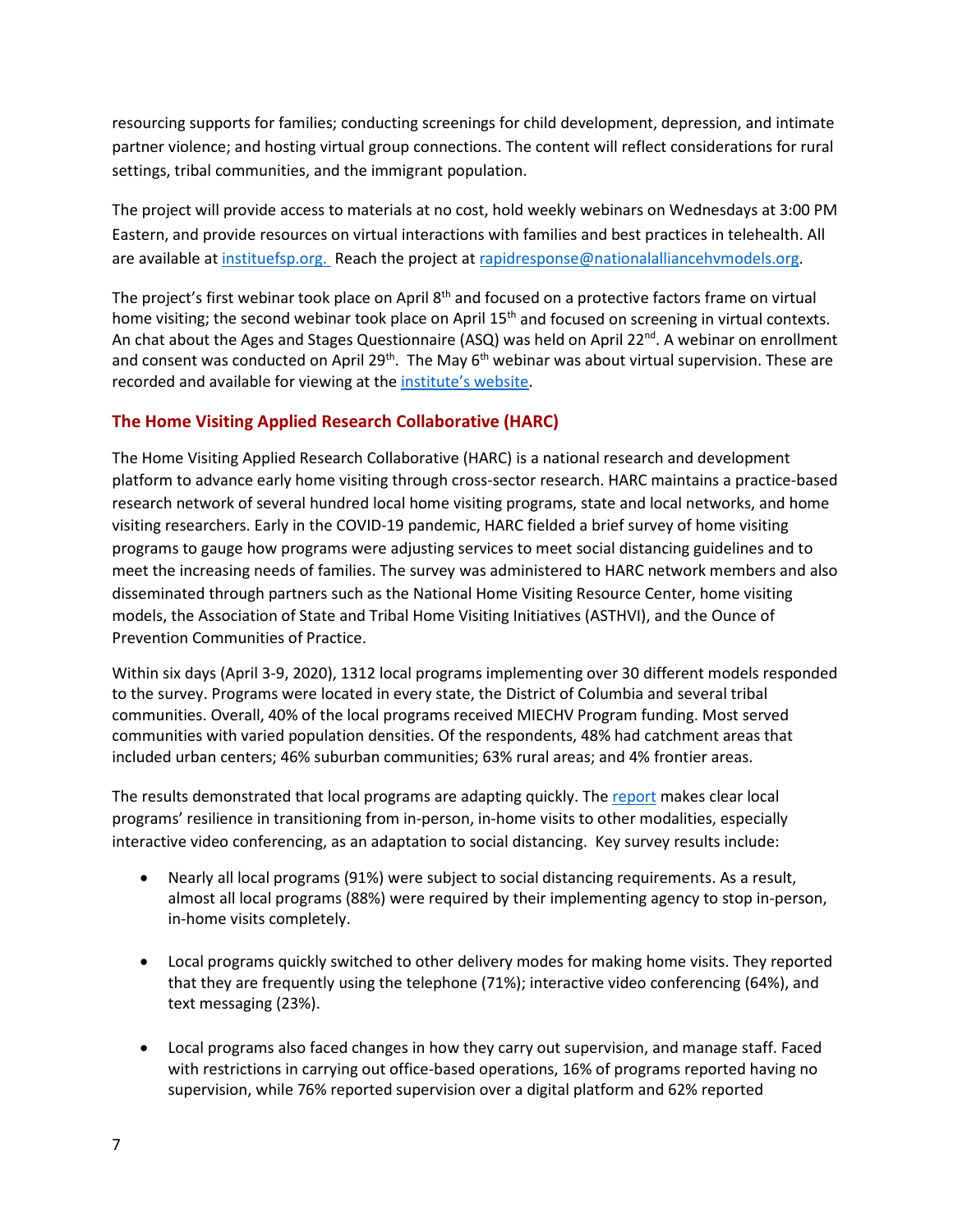resourcing supports for families; conducting screenings for child development, depression, and intimate partner violence; and hosting virtual group connections. The content will reflect considerations for rural settings, tribal communities, and the immigrant population.

The project will provide access to materials at no cost, hold weekly webinars on Wednesdays at 3:00 PM Eastern, and provide resources on virtual interactions with families and best practices in telehealth. All are available at [instituefsp.org.](instituefsp.org) Reach the project at [rapidresponse@nationalalliancehvmodels.org](mailto:rapidresponse@nationalalliancehvmodels.org).

The project's first webinar took place on April 8th and focused on a protective factors frame on virtual home visiting; the second webinar took place on April 15th and focused on screening in virtual contexts. An chat about the Ages and Stages Questionnaire (ASQ) was held on April 22nd. A webinar on enrollment and consent was conducted on April 29th. The May 6th webinar was about virtual supervision. These are recorded and available for viewing at the institute's website.

## The Home Visiting Applied Research Collaborative (HARC)

The Home Visiting Applied Research Collaborative (HARC) is a national research and development platform to advance early home visiting through cross-sector research. HARC maintains a practice-based research network of several hundred local home visiting programs, state and local networks, and home visiting researchers. Early in the COVID-19 pandemic, HARC fielded a brief survey of home visiting programs to gauge how programs were adjusting services to meet social distancing guidelines and to meet the increasing needs of families. The survey was administered to HARC network members and also disseminated through partners such as the National Home Visiting Resource Center, home visiting models, the Association of State and Tribal Home Visiting Initiatives (ASTHVI), and the Ounce of Prevention Communities of Practice.

Within six days (April 3-9, 2020), 1312 local programs implementing over 30 different models responded to the survey. Programs were located in every state, the District of Columbia and several tribal communities. Overall, 40% of the local programs received MIECHV Program funding. Most served communities with varied population densities. Of the respondents, 48% had catchment areas that included urban centers; 46% suburban communities; 63% rural areas; and 4% frontier areas.

The results demonstrated that local programs are adapting quickly. The report makes clear local programs' resilience in transitioning from in-person, in-home visits to other modalities, especially interactive video conferencing, as an adaptation to social distancing. Key survey results include:

- Nearly all local programs (91%) were subject to social distancing requirements. As a result, almost all local programs (88%) were required by their implementing agency to stop in-person, in-home visits completely.

- Local programs quickly switched to other delivery modes for making home visits. They reported that they are frequently using the telephone (71%); interactive video conferencing (64%), and text messaging (23%).

- Local programs also faced changes in how they carry out supervision, and manage staff. Faced with restrictions in carrying out office-based operations, 16% of programs reported having no supervision, while 76% reported supervision over a digital platform and 62% reported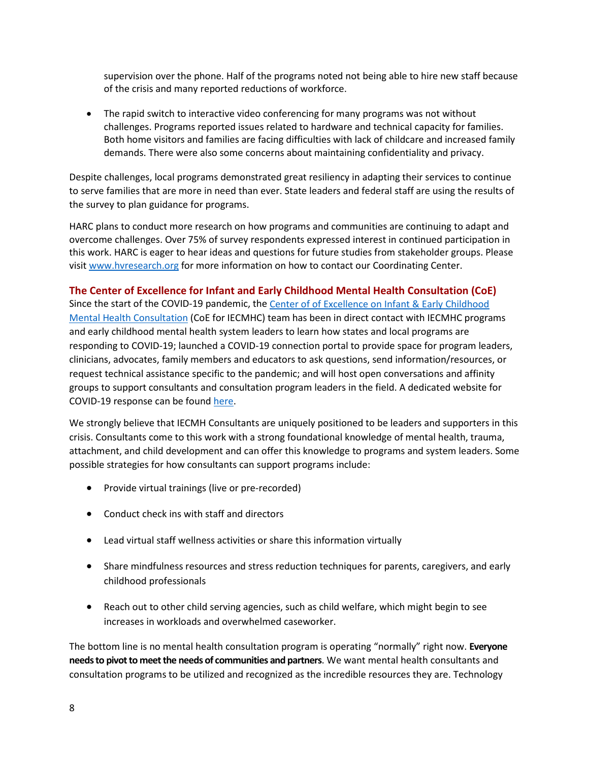supervision over the phone. Half of the programs noted not being able to hire new staff because of the crisis and many reported reductions of workforce.

- The rapid switch to interactive video conferencing for many programs was not without challenges. Programs reported issues related to hardware and technical capacity for families. Both home visitors and families are facing difficulties with lack of childcare and increased family demands. There were also some concerns about maintaining confidentiality and privacy.

Despite challenges, local programs demonstrated great resiliency in adapting their services to continue to serve families that are more in need than ever. State leaders and federal staff are using the results of the survey to plan guidance for programs.

HARC plans to conduct more research on how programs and communities are continuing to adapt and overcome challenges. Over 75% of survey respondents expressed interest in continued participation in this work. HARC is eager to hear ideas and questions for future studies from stakeholder groups. Please visit [www.hvresearch.org](www.hvresearch.org) for more information on how to contact our Coordinating Center.

## The Center of Excellence for Infant and Early Childhood Mental Health Consultation (CoE)

Since the start of the COVID-19 pandemic, the [Center of of Excellence on Infant & Early Childhood Mental Health Consultation]() (CoE for IECMHC) team has been in direct contact with IECMHC programs and early childhood mental health system leaders to learn how states and local programs are responding to COVID-19; launched a COVID-19 connection portal to provide space for program leaders, clinicians, advocates, family members and educators to ask questions, send information/resources, or request technical assistance specific to the pandemic; and will host open conversations and affinity groups to support consultants and consultation program leaders in the field. A dedicated website for COVID-19 response can be found [here]().

We strongly believe that IECMH Consultants are uniquely positioned to be leaders and supporters in this crisis. Consultants come to this work with a strong foundational knowledge of mental health, trauma, attachment, and child development and can offer this knowledge to programs and system leaders. Some possible strategies for how consultants can support programs include:

- Provide virtual trainings (live or pre-recorded)
- Conduct check ins with staff and directors
- Lead virtual staff wellness activities or share this information virtually
- Share mindfulness resources and stress reduction techniques for parents, caregivers, and early childhood professionals
- Reach out to other child serving agencies, such as child welfare, which might begin to see increases in workloads and overwhelmed caseworker.

The bottom line is no mental health consultation program is operating "normally" right now. **Everyone needs to pivot to meet the needs of communities and partners**. We want mental health consultants and consultation programs to be utilized and recognized as the incredible resources they are. Technology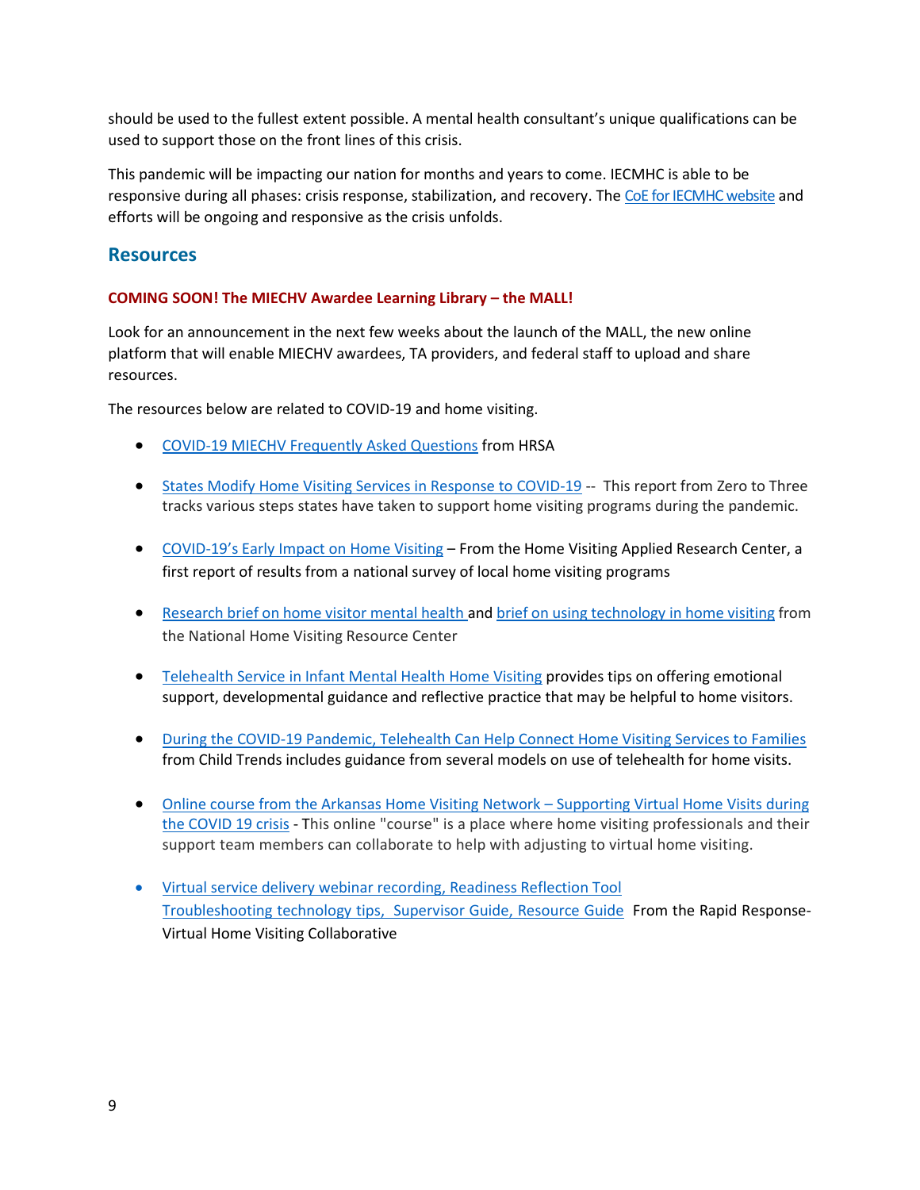should be used to the fullest extent possible. A mental health consultant's unique qualifications can be used to support those on the front lines of this crisis.

This pandemic will be impacting our nation for months and years to come. IECMHC is able to be responsive during all phases: crisis response, stabilization, and recovery. The CoE for IECMHC website and efforts will be ongoing and responsive as the crisis unfolds.

## Resources

**COMING SOON! The MIECHV Awardee Learning Library – the MALL!**

Look for an announcement in the next few weeks about the launch of the MALL, the new online platform that will enable MIECHV awardees, TA providers, and federal staff to upload and share resources.

The resources below are related to COVID-19 and home visiting.

- COVID-19 MIECHV Frequently Asked Questions from HRSA
- States Modify Home Visiting Services in Response to COVID-19 -- This report from Zero to Three tracks various steps states have taken to support home visiting programs during the pandemic.
- COVID-19's Early Impact on Home Visiting – From the Home Visiting Applied Research Center, a first report of results from a national survey of local home visiting programs
- Research brief on home visitor mental health and brief on using technology in home visiting from the National Home Visiting Resource Center
- Telehealth Service in Infant Mental Health Home Visiting provides tips on offering emotional support, developmental guidance and reflective practice that may be helpful to home visitors.
- During the COVID-19 Pandemic, Telehealth Can Help Connect Home Visiting Services to Families from Child Trends includes guidance from several models on use of telehealth for home visits.
- Online course from the Arkansas Home Visiting Network – Supporting Virtual Home Visits during the COVID 19 crisis - This online "course" is a place where home visiting professionals and their support team members can collaborate to help with adjusting to virtual home visiting.
- Virtual service delivery webinar recording, Readiness Reflection Tool Troubleshooting technology tips, Supervisor Guide, Resource Guide From the Rapid Response-Virtual Home Visiting Collaborative